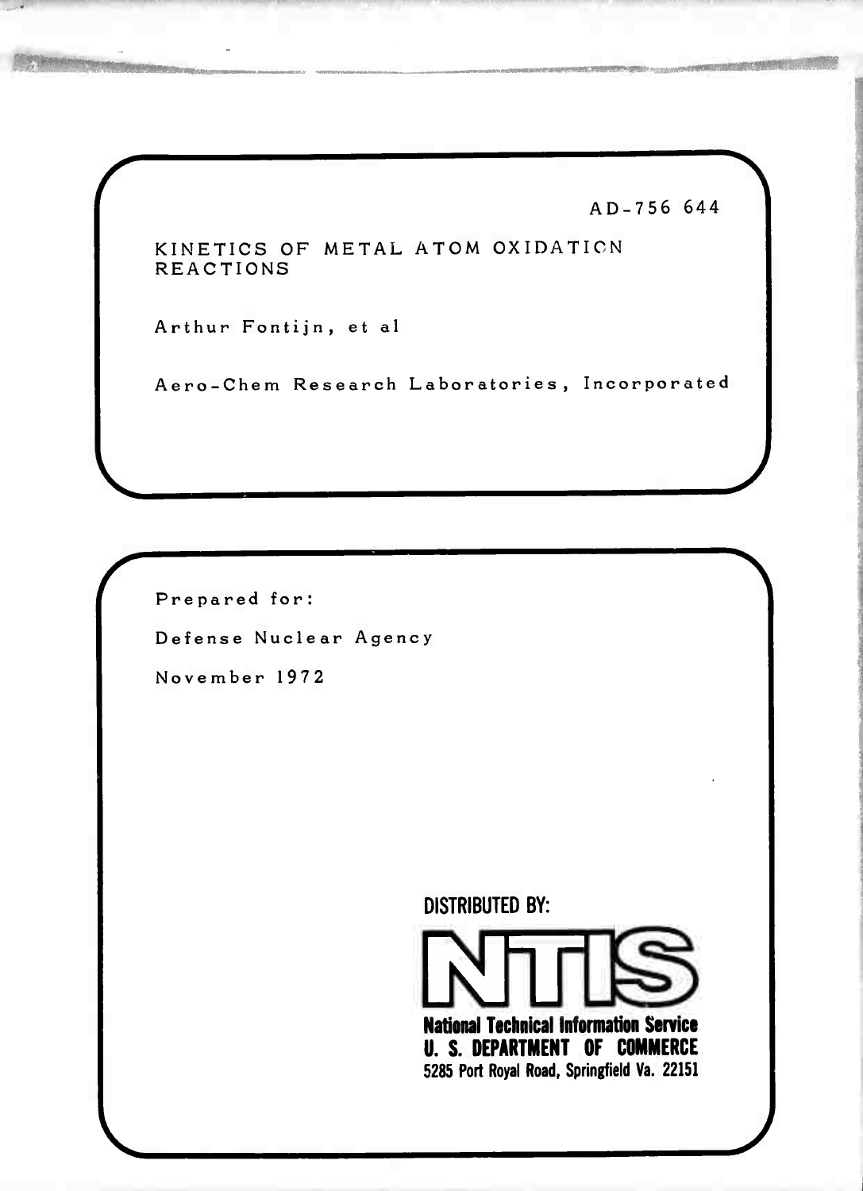AD-756 644

KINETICS OF METAL ATOM OXIDATION REACTIONS

Arthur Fontijn, et al

Aero-Chem Research Laboratories, Incorporated

Prepared for:

Defense Nuclear Agency

November 1972

DISTRIBUTED BY:

**NTIS**

**National Technical Information Service**
**U. S. DEPARTMENT OF COMMERCE**
**5285 Port Royal Road, Springfield Va. 22151**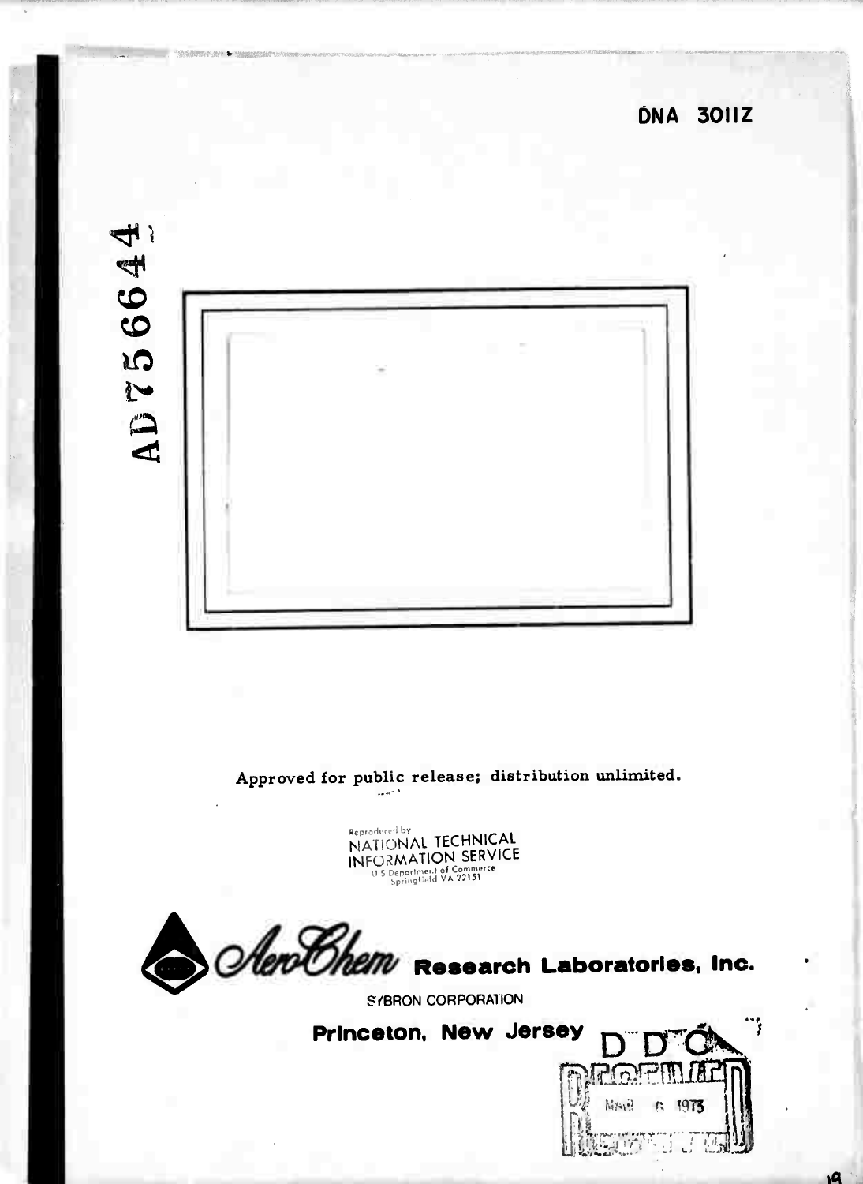DNA 3011Z

AD756644

Approved for public release; distribution unlimited.

Reproduced by
NATIONAL TECHNICAL
INFORMATION SERVICE
U S Department of Commerce
Springfield VA 22151

AeroChem Research Laboratories, Inc.

SYBRON CORPORATION

Princeton, New Jersey

D D C
RECEIVED
MAR 6 1973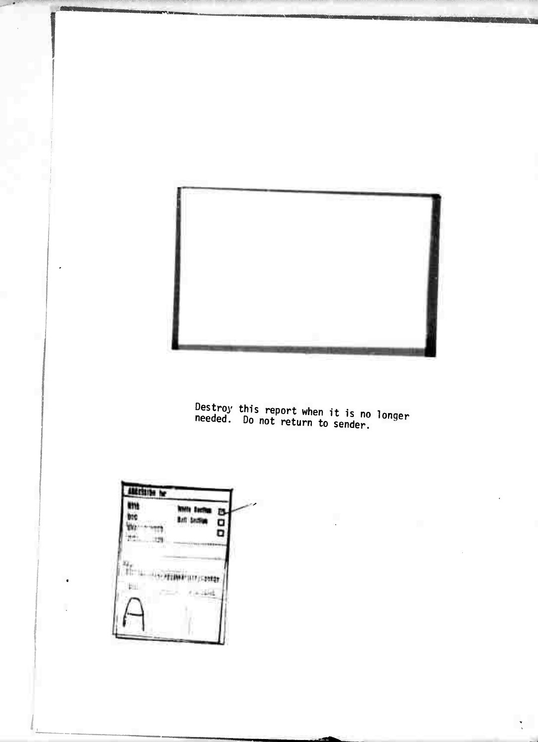Destroy this report when it is no longer needed. Do not return to sender.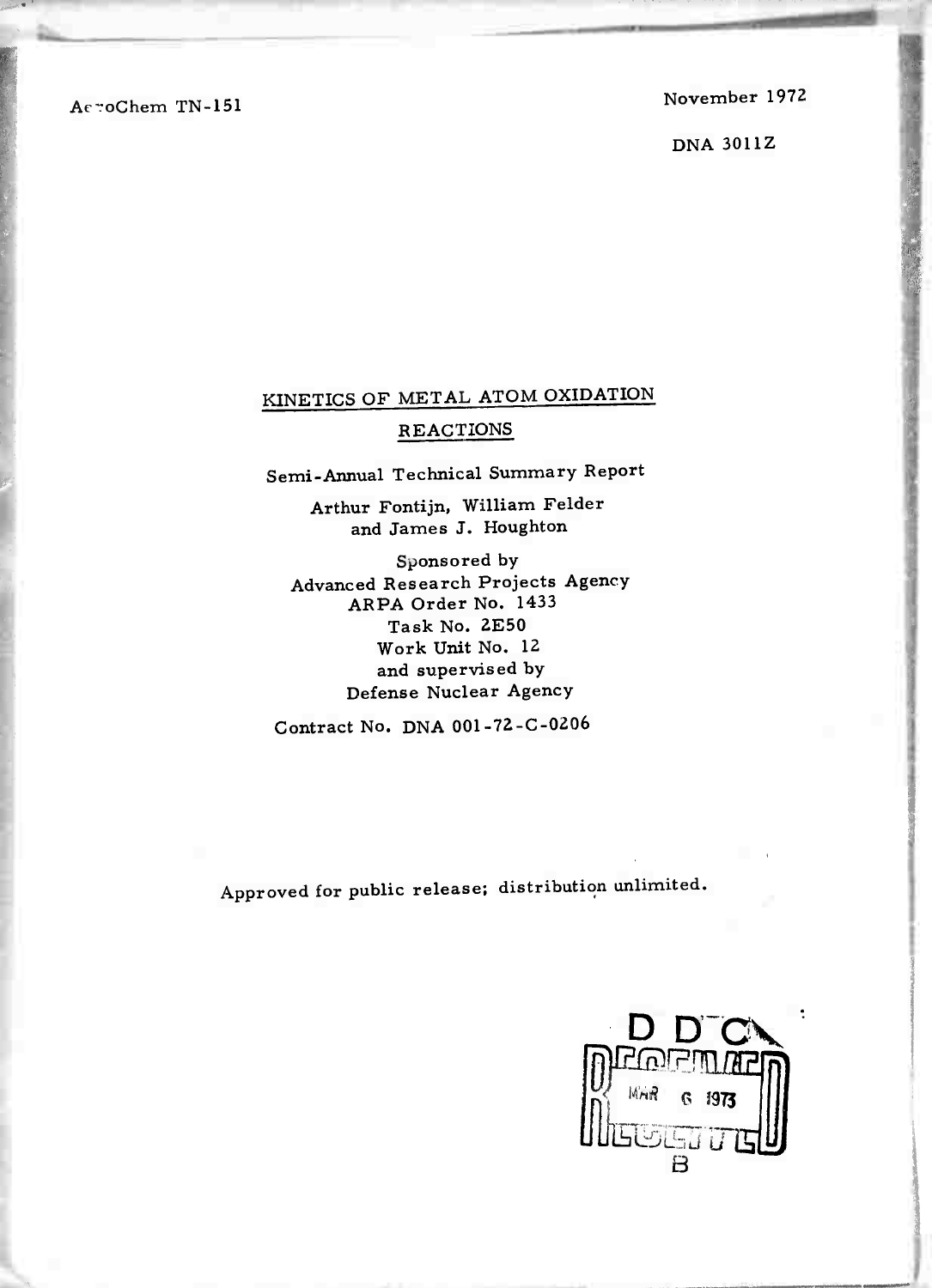AeroChem TN-151

November 1972

DNA 3011Z

# KINETICS OF METAL ATOM OXIDATION REACTIONS

Semi-Annual Technical Summary Report

Arthur Fontijn, William Felder and James J. Houghton

Sponsored by
Advanced Research Projects Agency
ARPA Order No. 1433
Task No. 2E50
Work Unit No. 12
and supervised by
Defense Nuclear Agency

Contract No. DNA 001-72-C-0206

Approved for public release; distribution unlimited.

DDC
RECEIVED
MAR 6 1973
B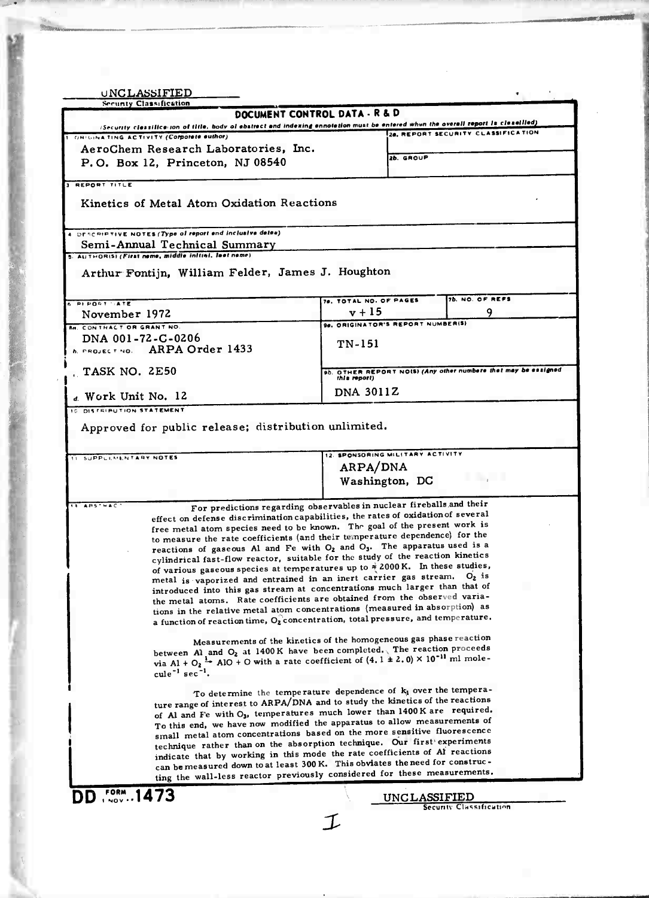UNCLASSIFIED

Security Classification

# DOCUMENT CONTROL DATA - R & D

*(Security classification of title, body of abstract and indexing annotation must be entered when the overall report is classified)*

| | |
|---|---|
| 1. ORIGINATING ACTIVITY (Corporate author) AeroChem Research Laboratories, Inc. P.O. Box 12, Princeton, NJ 08540 | 2a. REPORT SECURITY CLASSIFICATION |
| | 2b. GROUP |
| 3. REPORT TITLE Kinetics of Metal Atom Oxidation Reactions | |
| 4. DESCRIPTIVE NOTES (Type of report and inclusive dates) Semi-Annual Technical Summary | |
| 5. AUTHOR(S) (First name, middle initial, last name) Arthur Fontijn, William Felder, James J. Houghton | |
| 6. REPORT DATE November 1972 | 7a. TOTAL NO. OF PAGES v + 15 / 7b. NO. OF REFS 9 |
| 8a. CONTRACT OR GRANT NO. DNA 001-72-C-0206 | 9a. ORIGINATOR'S REPORT NUMBER(S) TN-151 |
| b. PROJECT NO. ARPA Order 1433 | |
| c. TASK NO. 2E50 | 9b. OTHER REPORT NO(S) (Any other numbers that may be assigned this report) DNA 3011Z |
| d. Work Unit No. 12 | |
| 10. DISTRIBUTION STATEMENT Approved for public release; distribution unlimited. | |
| 11. SUPPLEMENTARY NOTES | 12. SPONSORING MILITARY ACTIVITY ARPA/DNA Washington, DC |

13. ABSTRACT

For predictions regarding observables in nuclear fireballs and their effect on defense discrimination capabilities, the rates of oxidation of several free metal atom species need to be known. The goal of the present work is to measure the rate coefficients (and their temperature dependence) for the reactions of gaseous Al and Fe with $O_2$ and $O_3$. The apparatus used is a cylindrical fast-flow reactor, suitable for the study of the reaction kinetics of various gaseous species at temperatures up to $\approx 2000$ K. In these studies, metal is vaporized and entrained in an inert carrier gas stream. $O_2$ is introduced into this gas stream at concentrations much larger than that of the metal atoms. Rate coefficients are obtained from the observed variations in the relative metal atom concentrations (measured in absorption) as a function of reaction time, $O_2$ concentration, total pressure, and temperature.

Measurements of the kinetics of the homogeneous gas phase reaction between Al and $O_2$ at 1400 K have been completed. The reaction proceeds via $Al + O_2 \xrightarrow{1} AlO + O$ with a rate coefficient of $(4.1 \pm 2.0) \times 10^{-11}$ ml molecule$^{-1}$ sec$^{-1}$.

To determine the temperature dependence of $k_1$ over the temperature range of interest to ARPA/DNA and to study the kinetics of the reactions of Al and Fe with $O_3$, temperatures much lower than 1400 K are required. To this end, we have now modified the apparatus to allow measurements of small metal atom concentrations based on the more sensitive fluorescence technique rather than on the absorption technique. Our first experiments indicate that by working in this mode the rate coefficients of Al reactions can be measured down to at least 300 K. This obviates the need for constructing the wall-less reactor previously considered for these measurements.

DD FORM 1 NOV 1473

UNCLASSIFIED

Security Classification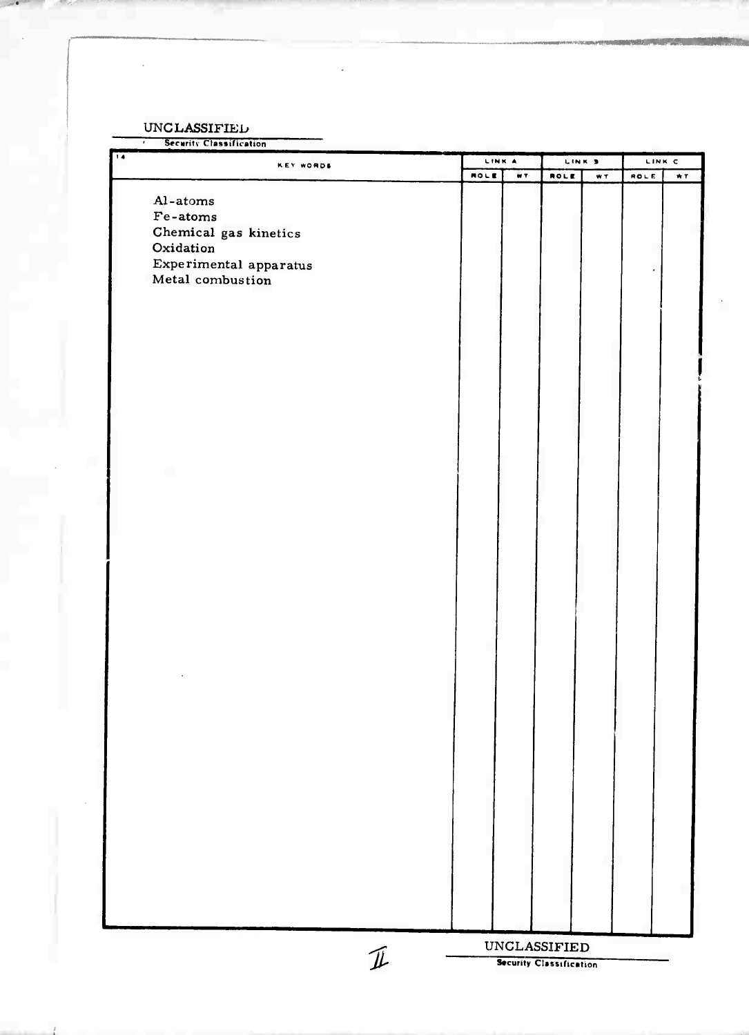UNCLASSIFIED

Security Classification

| 14. KEY WORDS | LINK A | | LINK B | | LINK C | |
|---|---|---|---|---|---|---|
| | ROLE | WT | ROLE | WT | ROLE | WT |
| Al-atoms | | | | | | |
| Fe-atoms | | | | | | |
| Chemical gas kinetics | | | | | | |
| Oxidation | | | | | | |
| Experimental apparatus | | | | | | |
| Metal combustion | | | | | | |

UNCLASSIFIED

Security Classification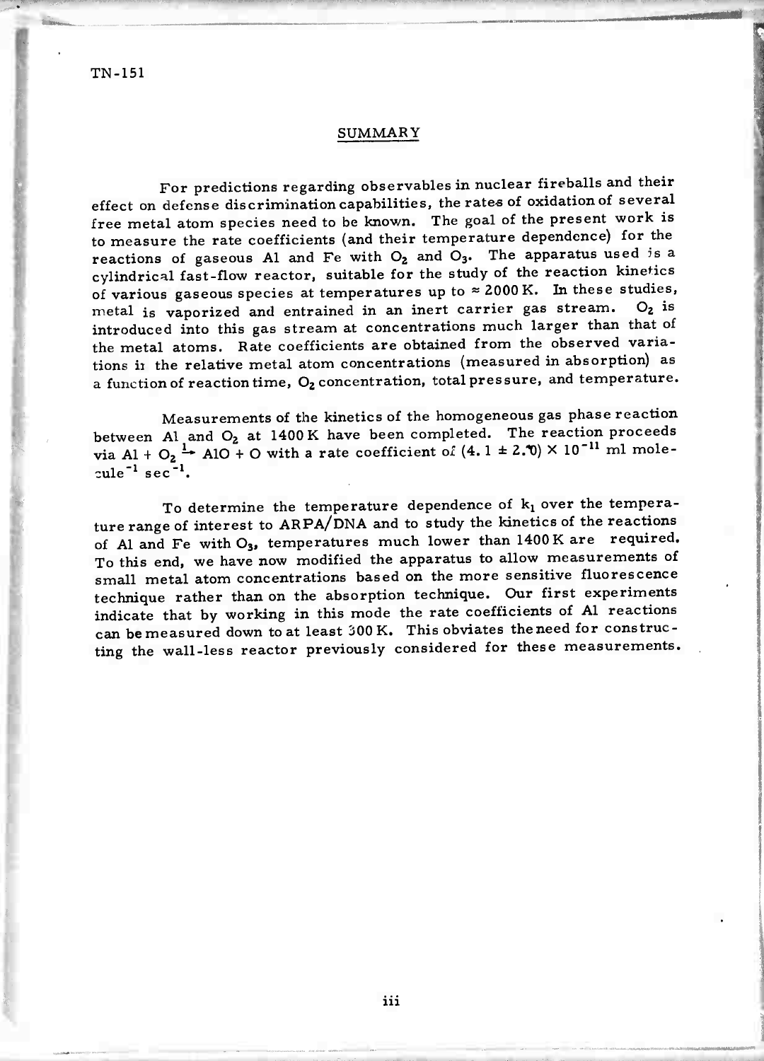## SUMMARY

For predictions regarding observables in nuclear fireballs and their effect on defense discrimination capabilities, the rates of oxidation of several free metal atom species need to be known. The goal of the present work is to measure the rate coefficients (and their temperature dependence) for the reactions of gaseous Al and Fe with $O_2$ and $O_3$. The apparatus used is a cylindrical fast-flow reactor, suitable for the study of the reaction kinetics of various gaseous species at temperatures up to ≈ 2000 K. In these studies, metal is vaporized and entrained in an inert carrier gas stream. $O_2$ is introduced into this gas stream at concentrations much larger than that of the metal atoms. Rate coefficients are obtained from the observed variations in the relative metal atom concentrations (measured in absorption) as a function of reaction time, $O_2$ concentration, total pressure, and temperature.

Measurements of the kinetics of the homogeneous gas phase reaction between Al and $O_2$ at 1400 K have been completed. The reaction proceeds via $Al + O_2 \xrightarrow{1} AlO + O$ with a rate coefficient of $(4.1 \pm 2.0) \times 10^{-11}$ ml molecule$^{-1}$ sec$^{-1}$.

To determine the temperature dependence of $k_1$ over the temperature range of interest to ARPA/DNA and to study the kinetics of the reactions of Al and Fe with $O_3$, temperatures much lower than 1400 K are required. To this end, we have now modified the apparatus to allow measurements of small metal atom concentrations based on the more sensitive fluorescence technique rather than on the absorption technique. Our first experiments indicate that by working in this mode the rate coefficients of Al reactions can be measured down to at least 300 K. This obviates the need for constructing the wall-less reactor previously considered for these measurements.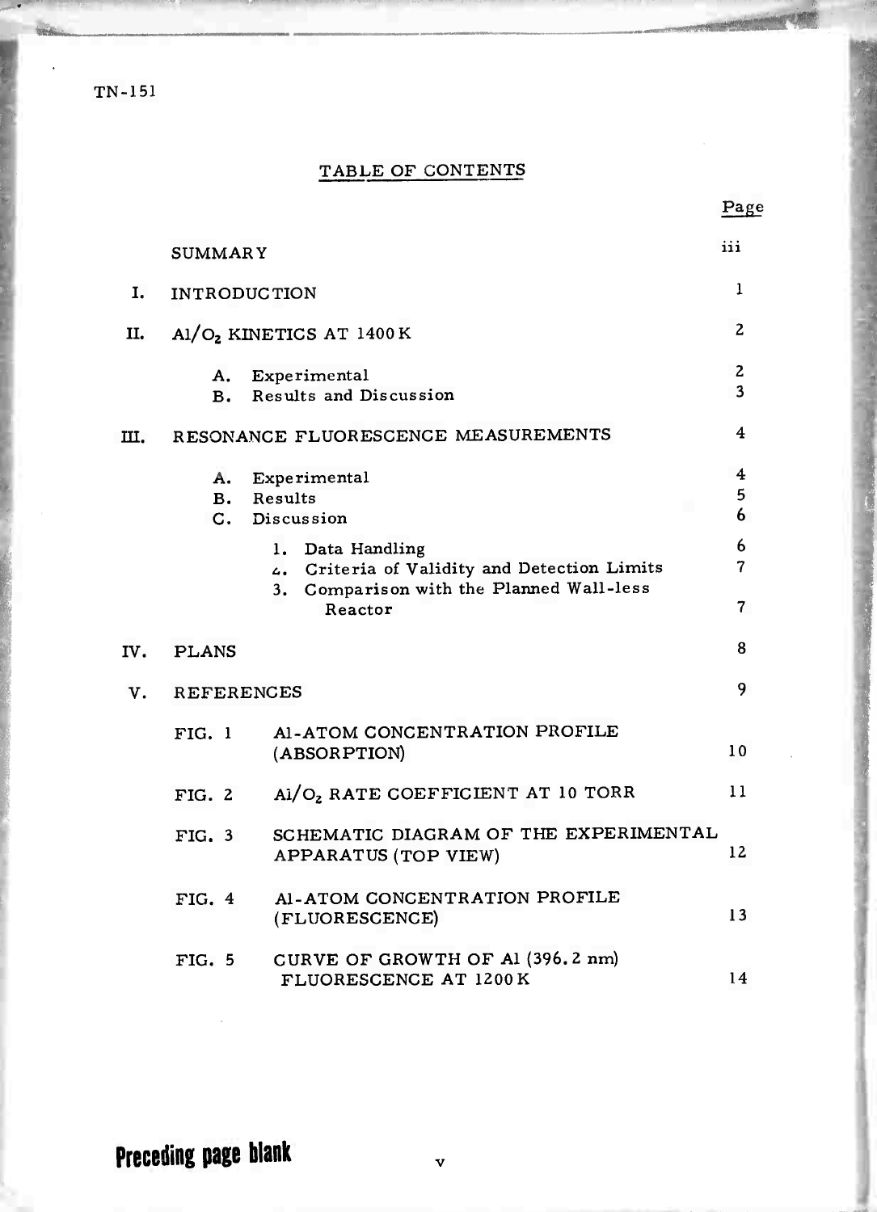# TABLE OF CONTENTS

| | | Page |
|---|---|---|
| | SUMMARY | iii |
| I. | INTRODUCTION | 1 |
| II. | $Al/O_2$ KINETICS AT 1400 K | 2 |
| | A. Experimental | 2 |
| | B. Results and Discussion | 3 |
| III. | RESONANCE FLUORESCENCE MEASUREMENTS | 4 |
| | A. Experimental | 4 |
| | B. Results | 5 |
| | C. Discussion | 6 |
| | 1. Data Handling | 6 |
| | 2. Criteria of Validity and Detection Limits | 7 |
| | 3. Comparison with the Planned Wall-less Reactor | 7 |
| IV. | PLANS | 8 |
| V. | REFERENCES | 9 |
| | FIG. 1 Al-ATOM CONCENTRATION PROFILE (ABSORPTION) | 10 |
| | FIG. 2 $Al/O_2$ RATE COEFFICIENT AT 10 TORR | 11 |
| | FIG. 3 SCHEMATIC DIAGRAM OF THE EXPERIMENTAL APPARATUS (TOP VIEW) | 12 |
| | FIG. 4 Al-ATOM CONCENTRATION PROFILE (FLUORESCENCE) | 13 |
| | FIG. 5 CURVE OF GROWTH OF Al (396.2 nm) FLUORESCENCE AT 1200 K | 14 |

Preceding page blank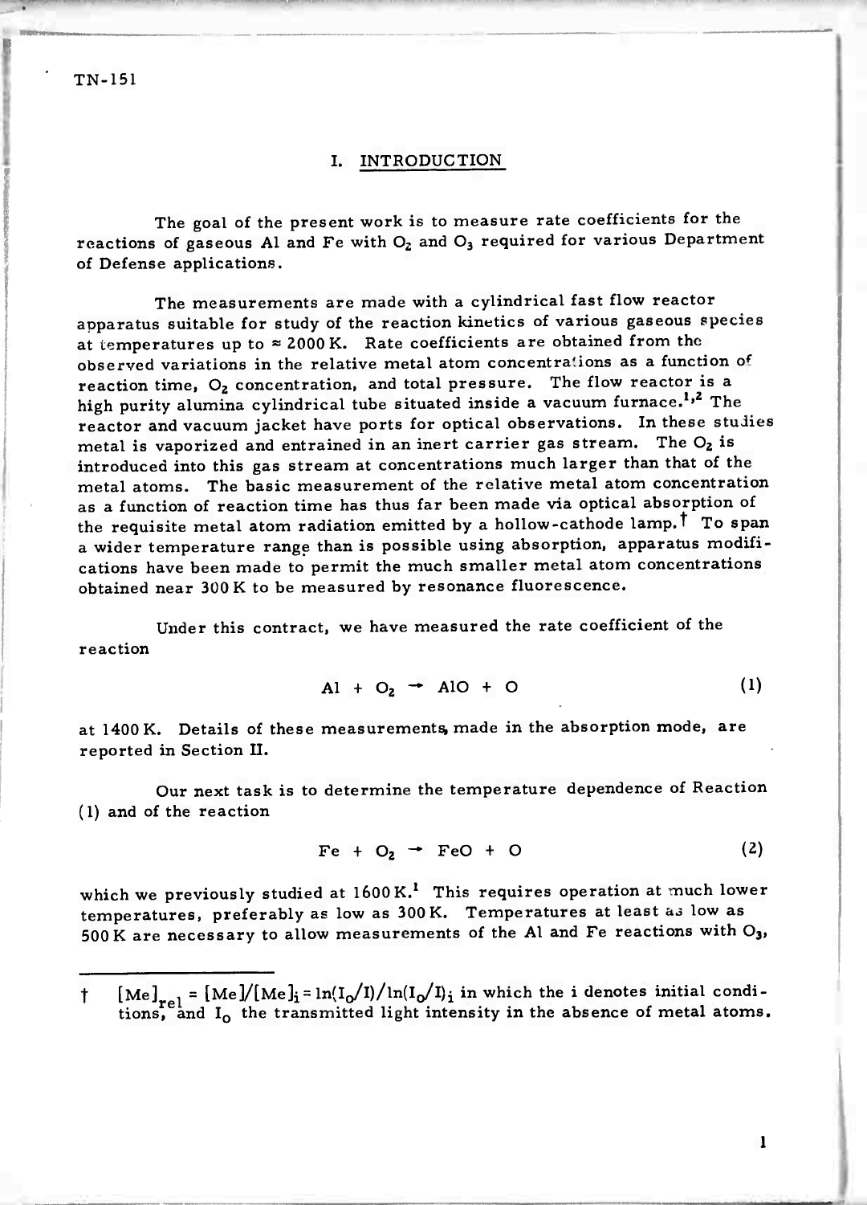## I. INTRODUCTION

The goal of the present work is to measure rate coefficients for the reactions of gaseous Al and Fe with $O_2$ and $O_3$ required for various Department of Defense applications.

The measurements are made with a cylindrical fast flow reactor apparatus suitable for study of the reaction kinetics of various gaseous species at temperatures up to ≈ 2000 K. Rate coefficients are obtained from the observed variations in the relative metal atom concentrations as a function of reaction time, $O_2$ concentration, and total pressure. The flow reactor is a high purity alumina cylindrical tube situated inside a vacuum furnace.[1,2] The reactor and vacuum jacket have ports for optical observations. In these studies metal is vaporized and entrained in an inert carrier gas stream. The $O_2$ is introduced into this gas stream at concentrations much larger than that of the metal atoms. The basic measurement of the relative metal atom concentration as a function of reaction time has thus far been made via optical absorption of the requisite metal atom radiation emitted by a hollow-cathode lamp.† To span a wider temperature range than is possible using absorption, apparatus modifications have been made to permit the much smaller metal atom concentrations obtained near 300 K to be measured by resonance fluorescence.

Under this contract, we have measured the rate coefficient of the reaction

$$Al + O_2 \rightarrow AlO + O \tag{1}$$

at 1400 K. Details of these measurements, made in the absorption mode, are reported in Section II.

Our next task is to determine the temperature dependence of Reaction (1) and of the reaction

$$Fe + O_2 \rightarrow FeO + O \tag{2}$$

which we previously studied at 1600 K.[1] This requires operation at much lower temperatures, preferably as low as 300 K. Temperatures at least as low as 500 K are necessary to allow measurements of the Al and Fe reactions with $O_3$,

---

† $[Me]_{rel} = [Me]/[Me]_i = \ln(I_0/I)/\ln(I_0/I)_i$ in which the i denotes initial conditions, and $I_0$ the transmitted light intensity in the absence of metal atoms.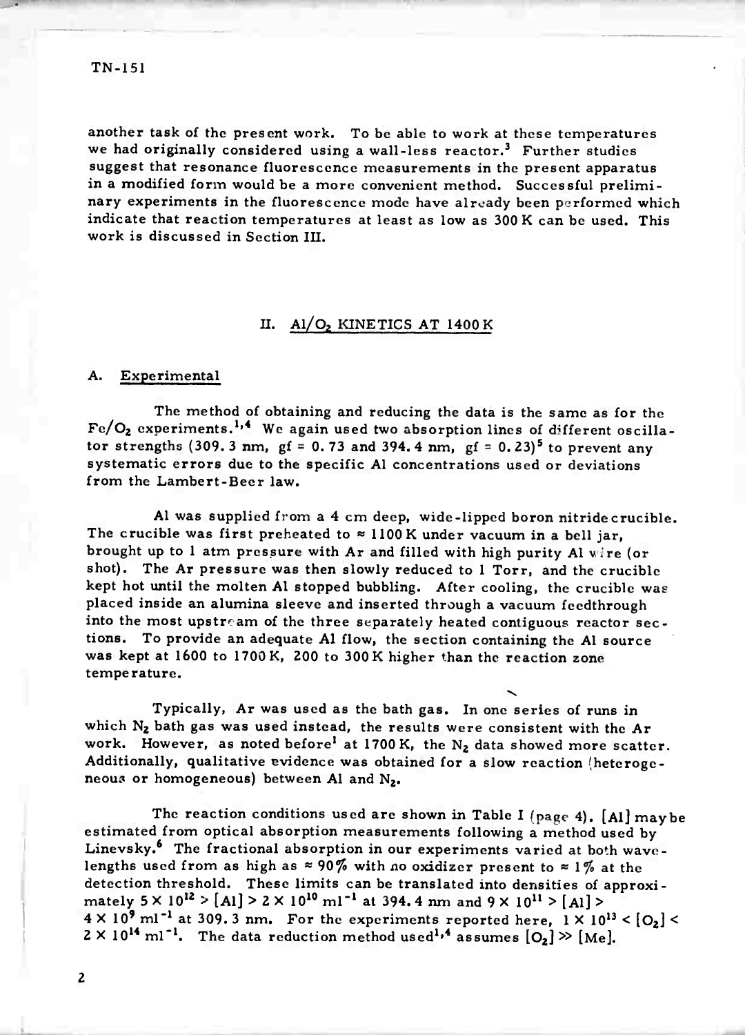another task of the present work. To be able to work at these temperatures we had originally considered using a wall-less reactor.[3] Further studies suggest that resonance fluorescence measurements in the present apparatus in a modified form would be a more convenient method. Successful preliminary experiments in the fluorescence mode have already been performed which indicate that reaction temperatures at least as low as 300 K can be used. This work is discussed in Section III.

## II. $Al/O_2$ KINETICS AT 1400 K

### A. Experimental

The method of obtaining and reducing the data is the same as for the $Fe/O_2$ experiments.[1,4] We again used two absorption lines of different oscillator strengths (309.3 nm, gf = 0.73 and 394.4 nm, gf = 0.23)[5] to prevent any systematic errors due to the specific Al concentrations used or deviations from the Lambert-Beer law.

Al was supplied from a 4 cm deep, wide-lipped boron nitride crucible. The crucible was first preheated to ≈ 1100 K under vacuum in a bell jar, brought up to 1 atm pressure with Ar and filled with high purity Al wire (or shot). The Ar pressure was then slowly reduced to 1 Torr, and the crucible kept hot until the molten Al stopped bubbling. After cooling, the crucible was placed inside an alumina sleeve and inserted through a vacuum feedthrough into the most upstream of the three separately heated contiguous reactor sections. To provide an adequate Al flow, the section containing the Al source was kept at 1600 to 1700 K, 200 to 300 K higher than the reaction zone temperature.

Typically, Ar was used as the bath gas. In one series of runs in which $N_2$ bath gas was used instead, the results were consistent with the Ar work. However, as noted before[1] at 1700 K, the $N_2$ data showed more scatter. Additionally, qualitative evidence was obtained for a slow reaction (heterogeneous or homogeneous) between Al and $N_2$.

The reaction conditions used are shown in Table I (page 4). [Al] may be estimated from optical absorption measurements following a method used by Linevsky.[6] The fractional absorption in our experiments varied at both wavelengths used from as high as ≈ 90% with no oxidizer present to ≈ 1% at the detection threshold. These limits can be translated into densities of approximately $5 \times 10^{12} > [Al] > 2 \times 10^{10}$ $ml^{-1}$ at 394.4 nm and $9 \times 10^{11} > [Al] > 4 \times 10^{9}$ $ml^{-1}$ at 309.3 nm. For the experiments reported here, $1 \times 10^{13} < [O_2] < 2 \times 10^{14}$ $ml^{-1}$. The data reduction method used[1,4] assumes $[O_2] \gg [Me]$.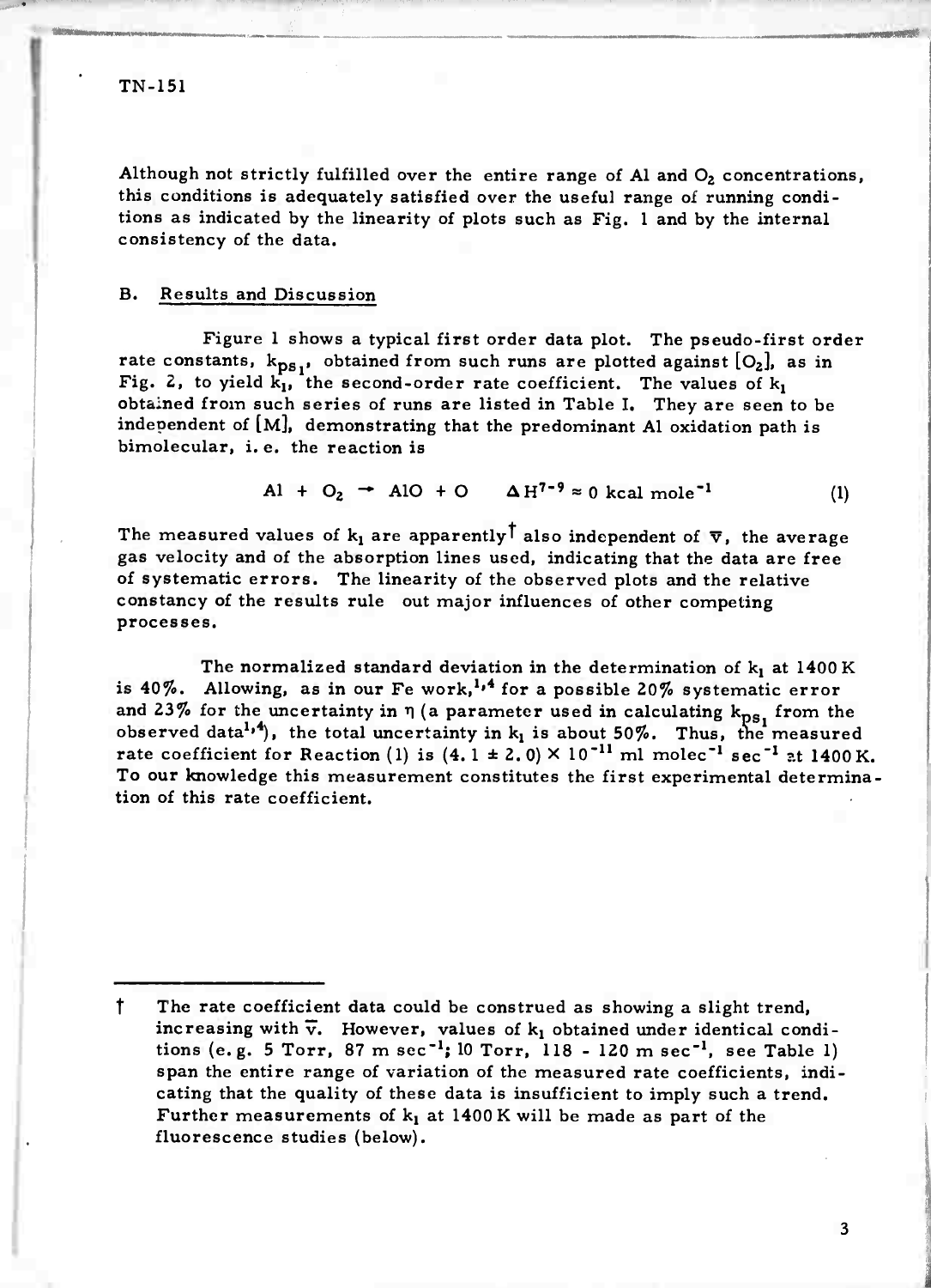Although not strictly fulfilled over the entire range of Al and $O_2$ concentrations, this conditions is adequately satisfied over the useful range of running conditions as indicated by the linearity of plots such as Fig. 1 and by the internal consistency of the data.

## B. Results and Discussion

Figure 1 shows a typical first order data plot. The pseudo-first order rate constants, $k_{ps_1}$, obtained from such runs are plotted against $[O_2]$, as in Fig. 2, to yield $k_1$, the second-order rate coefficient. The values of $k_1$ obtained from such series of runs are listed in Table I. They are seen to be independent of [M], demonstrating that the predominant Al oxidation path is bimolecular, i.e. the reaction is

$$Al + O_2 \rightarrow AlO + O \qquad \Delta H^{7-9} \approx 0 \text{ kcal mole}^{-1} \qquad (1)$$

The measured values of $k_1$ are apparently† also independent of $\bar{v}$, the average gas velocity and of the absorption lines used, indicating that the data are free of systematic errors. The linearity of the observed plots and the relative constancy of the results rule out major influences of other competing processes.

The normalized standard deviation in the determination of $k_1$ at 1400 K is 40%. Allowing, as in our Fe work,[1,4] for a possible 20% systematic error and 23% for the uncertainty in $\eta$ (a parameter used in calculating $k_{ps_1}$ from the observed data[1,4]), the total uncertainty in $k_1$ is about 50%. Thus, the measured rate coefficient for Reaction (1) is $(4.1 \pm 2.0) \times 10^{-11}$ ml molec$^{-1}$ sec$^{-1}$ at 1400 K. To our knowledge this measurement constitutes the first experimental determination of this rate coefficient.

---

† The rate coefficient data could be construed as showing a slight trend, increasing with $\bar{v}$. However, values of $k_1$ obtained under identical conditions (e.g. 5 Torr, 87 m sec$^{-1}$; 10 Torr, 118 - 120 m sec$^{-1}$, see Table 1) span the entire range of variation of the measured rate coefficients, indicating that the quality of these data is insufficient to imply such a trend. Further measurements of $k_1$ at 1400 K will be made as part of the fluorescence studies (below).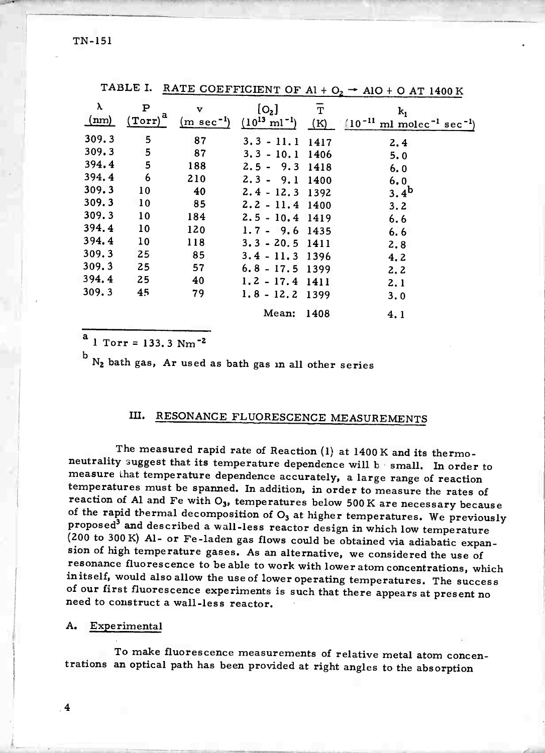TABLE I. RATE COEFFICIENT OF $Al + O_2 \rightarrow AlO + O$ AT 1400 K

| λ (nm) | P (Torr)[a] | v ($m\ sec^{-1}$) | $[O_2]$ ($10^{13}\ ml^{-1}$) | $\bar{T}$ (K) | $k_1$ ($10^{-11}\ ml\ molec^{-1}\ sec^{-1}$) |
|---|---|---|---|---|---|
| 309.3 | 5 | 87 | 3.3 - 11.1 | 1417 | 2.4 |
| 309.3 | 5 | 87 | 3.3 - 10.1 | 1406 | 5.0 |
| 394.4 | 5 | 188 | 2.5 - 9.3 | 1418 | 6.0 |
| 394.4 | 6 | 210 | 2.3 - 9.1 | 1400 | 6.0 |
| 309.3 | 10 | 40 | 2.4 - 12.3 | 1392 | 3.4[b] |
| 309.3 | 10 | 85 | 2.2 - 11.4 | 1400 | 3.2 |
| 309.3 | 10 | 184 | 2.5 - 10.4 | 1419 | 6.6 |
| 394.4 | 10 | 120 | 1.7 - 9.6 | 1435 | 6.6 |
| 394.4 | 10 | 118 | 3.3 - 20.5 | 1411 | 2.8 |
| 309.3 | 25 | 85 | 3.4 - 11.3 | 1396 | 4.2 |
| 309.3 | 25 | 57 | 6.8 - 17.5 | 1399 | 2.2 |
| 394.4 | 25 | 40 | 1.2 - 17.4 | 1411 | 2.1 |
| 309.3 | 45 | 79 | 1.8 - 12.2 | 1399 | 3.0 |
| | | | Mean: | 1408 | 4.1 |

[a] 1 Torr = 133.3 $Nm^{-2}$

[b] $N_2$ bath gas, Ar used as bath gas in all other series

## III. RESONANCE FLUORESCENCE MEASUREMENTS

The measured rapid rate of Reaction (1) at 1400 K and its thermoneutrality suggest that its temperature dependence will be small. In order to measure that temperature dependence accurately, a large range of reaction temperatures must be spanned. In addition, in order to measure the rates of reaction of Al and Fe with $O_3$, temperatures below 500 K are necessary because of the rapid thermal decomposition of $O_3$ at higher temperatures. We previously proposed[3] and described a wall-less reactor design in which low temperature (200 to 300 K) Al- or Fe-laden gas flows could be obtained via adiabatic expansion of high temperature gases. As an alternative, we considered the use of resonance fluorescence to be able to work with lower atom concentrations, which in itself, would also allow the use of lower operating temperatures. The success of our first fluorescence experiments is such that there appears at present no need to construct a wall-less reactor.

### A. Experimental

To make fluorescence measurements of relative metal atom concentrations an optical path has been provided at right angles to the absorption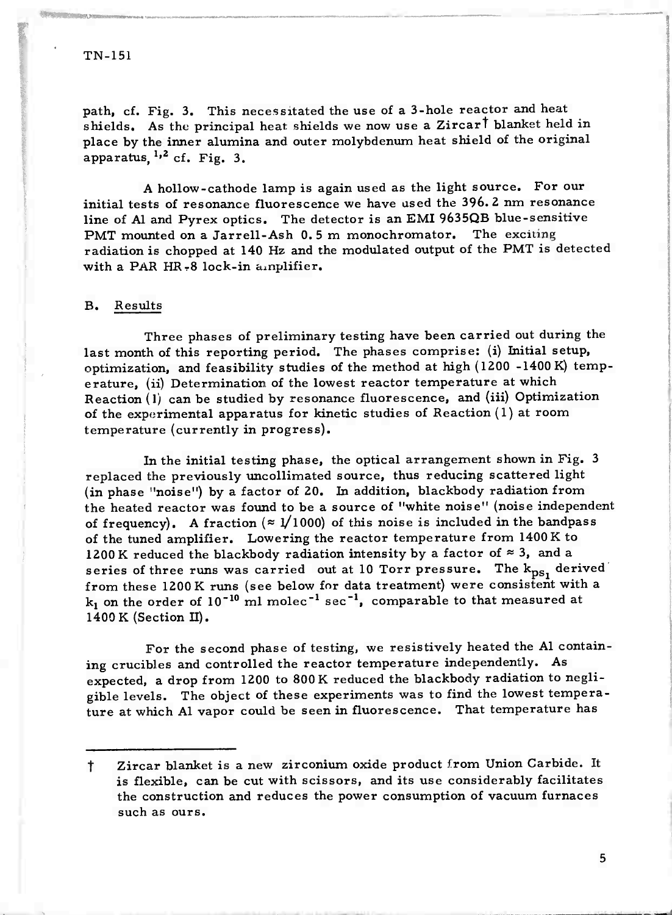path, cf. Fig. 3. This necessitated the use of a 3-hole reactor and heat shields. As the principal heat shields we now use a Zircar† blanket held in place by the inner alumina and outer molybdenum heat shield of the original apparatus,[1,2] cf. Fig. 3.

A hollow-cathode lamp is again used as the light source. For our initial tests of resonance fluorescence we have used the 396.2 nm resonance line of Al and Pyrex optics. The detector is an EMI 9635QB blue-sensitive PMT mounted on a Jarrell-Ash 0.5 m monochromator. The exciting radiation is chopped at 140 Hz and the modulated output of the PMT is detected with a PAR HR-8 lock-in amplifier.

## B. Results

Three phases of preliminary testing have been carried out during the last month of this reporting period. The phases comprise: (i) Initial setup, optimization, and feasibility studies of the method at high (1200 -1400 K) temperature, (ii) Determination of the lowest reactor temperature at which Reaction (1) can be studied by resonance fluorescence, and (iii) Optimization of the experimental apparatus for kinetic studies of Reaction (1) at room temperature (currently in progress).

In the initial testing phase, the optical arrangement shown in Fig. 3 replaced the previously uncollimated source, thus reducing scattered light (in phase "noise") by a factor of 20. In addition, blackbody radiation from the heated reactor was found to be a source of "white noise" (noise independent of frequency). A fraction ($\approx 1/1000$) of this noise is included in the bandpass of the tuned amplifier. Lowering the reactor temperature from 1400 K to 1200 K reduced the blackbody radiation intensity by a factor of $\approx 3$, and a series of three runs was carried out at 10 Torr pressure. The $k_{ps_1}$ derived from these 1200 K runs (see below for data treatment) were consistent with a $k_1$ on the order of $10^{-10}$ ml molec$^{-1}$ sec$^{-1}$, comparable to that measured at 1400 K (Section II).

For the second phase of testing, we resistively heated the Al containing crucibles and controlled the reactor temperature independently. As expected, a drop from 1200 to 800 K reduced the blackbody radiation to negligible levels. The object of these experiments was to find the lowest temperature at which Al vapor could be seen in fluorescence. That temperature has

---

† Zircar blanket is a new zirconium oxide product from Union Carbide. It is flexible, can be cut with scissors, and its use considerably facilitates the construction and reduces the power consumption of vacuum furnaces such as ours.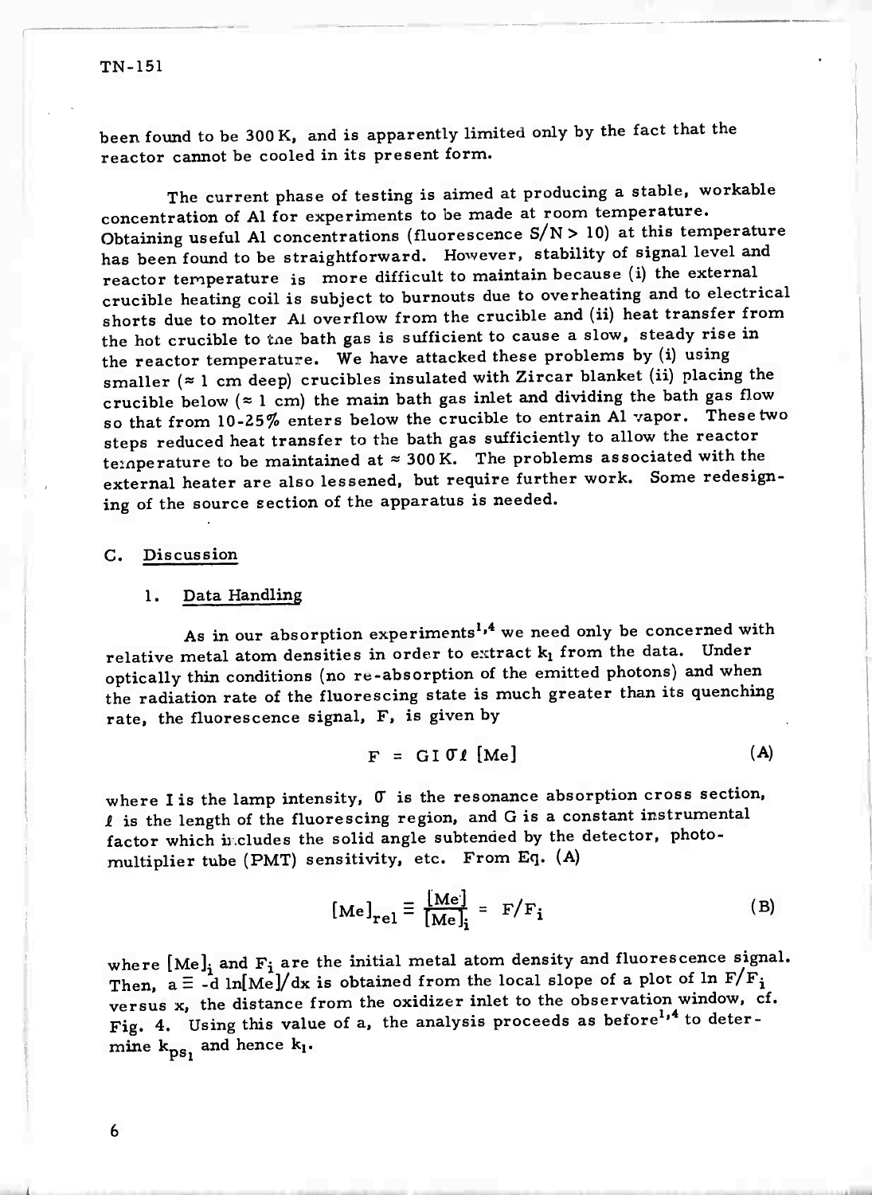been found to be 300 K, and is apparently limited only by the fact that the reactor cannot be cooled in its present form.

The current phase of testing is aimed at producing a stable, workable concentration of Al for experiments to be made at room temperature. Obtaining useful Al concentrations (fluorescence $S/N > 10$) at this temperature has been found to be straightforward. However, stability of signal level and reactor temperature is more difficult to maintain because (i) the external crucible heating coil is subject to burnouts due to overheating and to electrical shorts due to molten Al overflow from the crucible and (ii) heat transfer from the hot crucible to the bath gas is sufficient to cause a slow, steady rise in the reactor temperature. We have attacked these problems by (i) using smaller ($\approx 1$ cm deep) crucibles insulated with Zircar blanket (ii) placing the crucible below ($\approx 1$ cm) the main bath gas inlet and dividing the bath gas flow so that from 10-25% enters below the crucible to entrain Al vapor. These two steps reduced heat transfer to the bath gas sufficiently to allow the reactor temperature to be maintained at $\approx 300$ K. The problems associated with the external heater are also lessened, but require further work. Some redesigning of the source section of the apparatus is needed.

## C. Discussion

### 1. Data Handling

As in our absorption experiments[1,4] we need only be concerned with relative metal atom densities in order to extract $k_1$ from the data. Under optically thin conditions (no re-absorption of the emitted photons) and when the radiation rate of the fluorescing state is much greater than its quenching rate, the fluorescence signal, F, is given by

$$F = G I \sigma \ell [Me] \tag{A}$$

where I is the lamp intensity, $\sigma$ is the resonance absorption cross section, $\ell$ is the length of the fluorescing region, and G is a constant instrumental factor which includes the solid angle subtended by the detector, photomultiplier tube (PMT) sensitivity, etc. From Eq. (A)

$$[Me]_{rel} \equiv \frac{[Me]}{[Me]_i} = F/F_i \tag{B}$$

where $[Me]_i$ and $F_i$ are the initial metal atom density and fluorescence signal. Then, $a \equiv -d \ln[Me]/dx$ is obtained from the local slope of a plot of $\ln F/F_i$ versus x, the distance from the oxidizer inlet to the observation window, cf. Fig. 4. Using this value of a, the analysis proceeds as before[1,4] to determine $k_{ps_1}$ and hence $k_1$.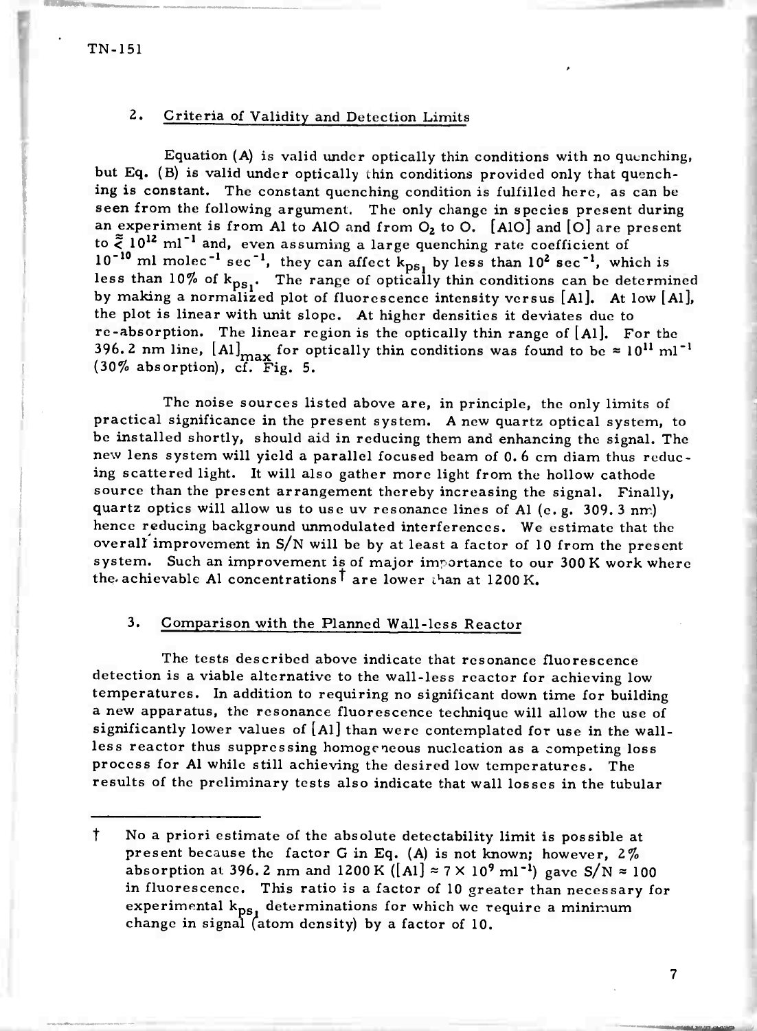## 2. Criteria of Validity and Detection Limits

Equation (A) is valid under optically thin conditions with no quenching, but Eq. (B) is valid under optically thin conditions provided only that quenching is constant. The constant quenching condition is fulfilled here, as can be seen from the following argument. The only change in species present during an experiment is from Al to AlO and from $O_2$ to O. [AlO] and [O] are present to $\lessapprox 10^{12}$ $ml^{-1}$ and, even assuming a large quenching rate coefficient of $10^{-10}$ ml molec$^{-1}$ sec$^{-1}$, they can affect $k_{ps_1}$ by less than $10^2$ sec$^{-1}$, which is less than 10% of $k_{ps_1}$. The range of optically thin conditions can be determined by making a normalized plot of fluorescence intensity versus [Al]. At low [Al], the plot is linear with unit slope. At higher densities it deviates due to re-absorption. The linear region is the optically thin range of [Al]. For the 396.2 nm line, $[Al]_{max}$ for optically thin conditions was found to be $\approx 10^{11}$ $ml^{-1}$ (30% absorption), cf. Fig. 5.

The noise sources listed above are, in principle, the only limits of practical significance in the present system. A new quartz optical system, to be installed shortly, should aid in reducing them and enhancing the signal. The new lens system will yield a parallel focused beam of 0.6 cm diam thus reducing scattered light. It will also gather more light from the hollow cathode source than the present arrangement thereby increasing the signal. Finally, quartz optics will allow us to use uv resonance lines of Al (e.g. 309.3 nm) hence reducing background unmodulated interferences. We estimate that the overall improvement in S/N will be by at least a factor of 10 from the present system. Such an improvement is of major importance to our 300 K work where the achievable Al concentrations† are lower than at 1200 K.

## 3. Comparison with the Planned Wall-less Reactor

The tests described above indicate that resonance fluorescence detection is a viable alternative to the wall-less reactor for achieving low temperatures. In addition to requiring no significant down time for building a new apparatus, the resonance fluorescence technique will allow the use of significantly lower values of [Al] than were contemplated for use in the wall-less reactor thus suppressing homogeneous nucleation as a competing loss process for Al while still achieving the desired low temperatures. The results of the preliminary tests also indicate that wall losses in the tubular

---

† No a priori estimate of the absolute detectability limit is possible at present because the factor G in Eq. (A) is not known; however, 2% absorption at 396.2 nm and 1200 K ($[Al] \approx 7 \times 10^9$ $ml^{-1}$) gave S/N $\approx$ 100 in fluorescence. This ratio is a factor of 10 greater than necessary for experimental $k_{ps_1}$ determinations for which we require a minimum change in signal (atom density) by a factor of 10.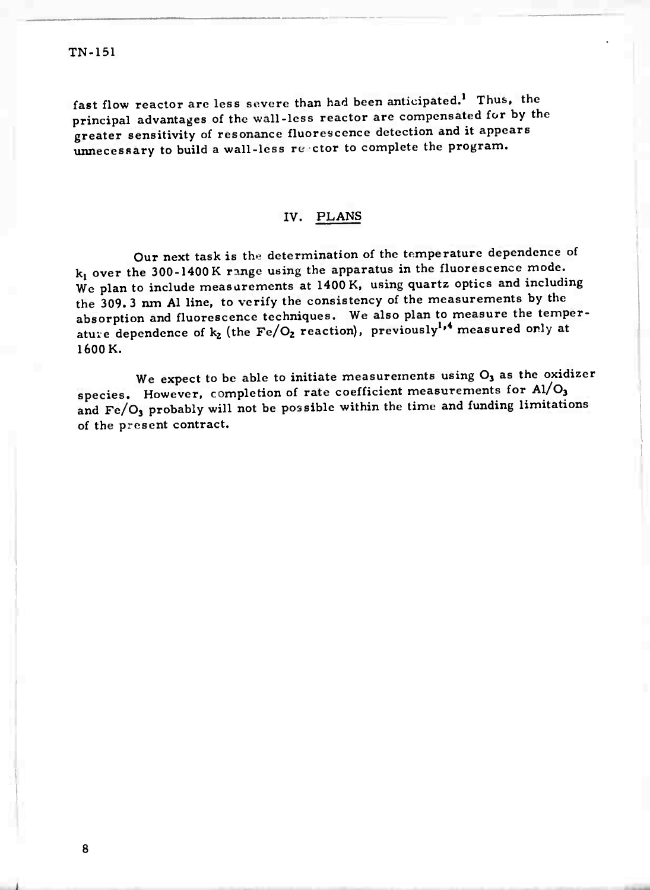fast flow reactor are less severe than had been anticipated.[1] Thus, the principal advantages of the wall-less reactor are compensated for by the greater sensitivity of resonance fluorescence detection and it appears unnecessary to build a wall-less reactor to complete the program.

## IV. PLANS

Our next task is the determination of the temperature dependence of $k_1$ over the 300-1400 K range using the apparatus in the fluorescence mode. We plan to include measurements at 1400 K, using quartz optics and including the 309.3 nm Al line, to verify the consistency of the measurements by the absorption and fluorescence techniques. We also plan to measure the temperature dependence of $k_2$ (the $Fe/O_2$ reaction), previously[1,4] measured only at 1600 K.

We expect to be able to initiate measurements using $O_3$ as the oxidizer species. However, completion of rate coefficient measurements for $Al/O_3$ and $Fe/O_3$ probably will not be possible within the time and funding limitations of the present contract.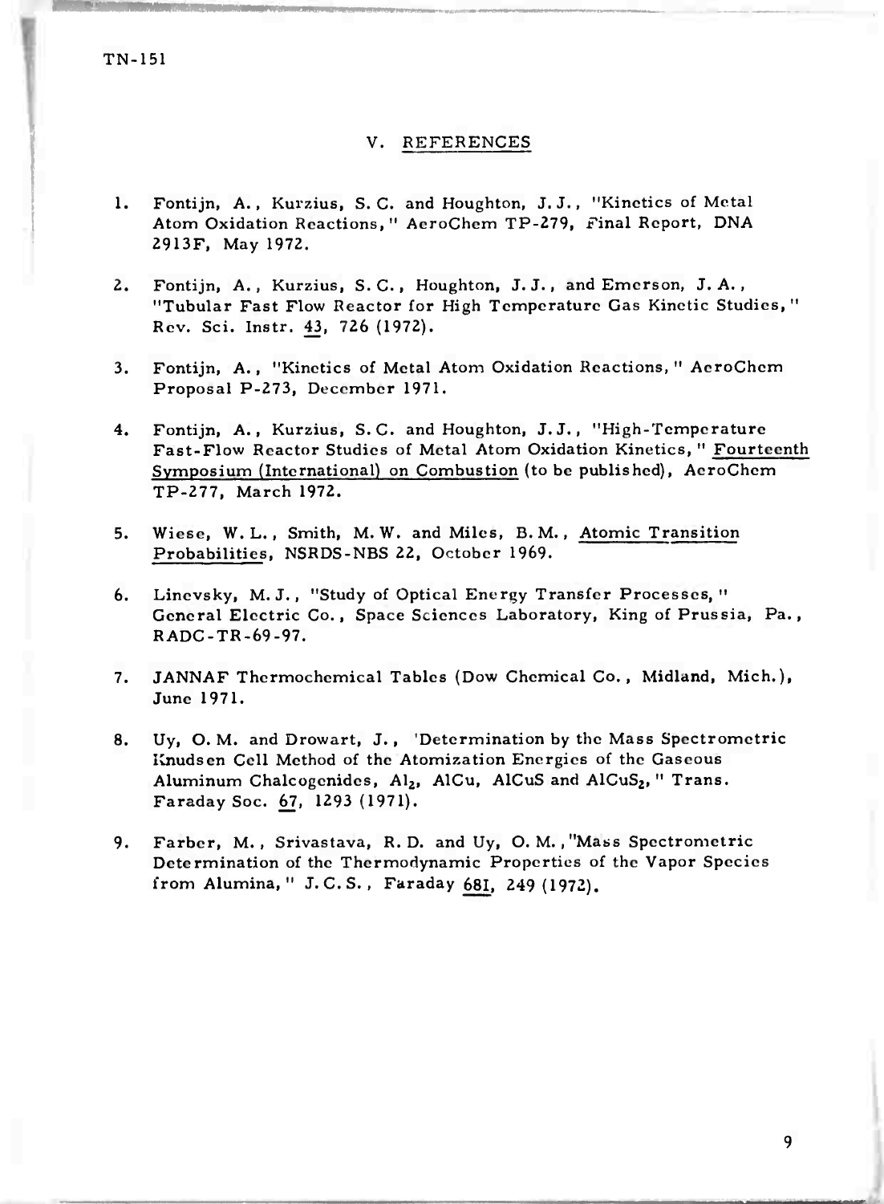## V. REFERENCES

1. Fontijn, A., Kurzius, S. C. and Houghton, J. J., "Kinetics of Metal Atom Oxidation Reactions," AeroChem TP-279, Final Report, DNA 2913F, May 1972.

2. Fontijn, A., Kurzius, S. C., Houghton, J. J., and Emerson, J. A., "Tubular Fast Flow Reactor for High Temperature Gas Kinetic Studies," Rev. Sci. Instr. 43, 726 (1972).

3. Fontijn, A., "Kinetics of Metal Atom Oxidation Reactions," AeroChem Proposal P-273, December 1971.

4. Fontijn, A., Kurzius, S. C. and Houghton, J. J., "High-Temperature Fast-Flow Reactor Studies of Metal Atom Oxidation Kinetics," Fourteenth Symposium (International) on Combustion (to be published), AeroChem TP-277, March 1972.

5. Wiese, W. L., Smith, M. W. and Miles, B. M., Atomic Transition Probabilities, NSRDS-NBS 22, October 1969.

6. Linevsky, M. J., "Study of Optical Energy Transfer Processes," General Electric Co., Space Sciences Laboratory, King of Prussia, Pa., RADC-TR-69-97.

7. JANNAF Thermochemical Tables (Dow Chemical Co., Midland, Mich.), June 1971.

8. Uy, O. M. and Drowart, J., 'Determination by the Mass Spectrometric Knudsen Cell Method of the Atomization Energies of the Gaseous Aluminum Chalcogenides, $Al_2$, AlCu, AlCuS and $AlCuS_2$," Trans. Faraday Soc. 67, 1293 (1971).

9. Farber, M., Srivastava, R. D. and Uy, O. M., "Mass Spectrometric Determination of the Thermodynamic Properties of the Vapor Species from Alumina," J.C.S., Faraday 68I, 249 (1972).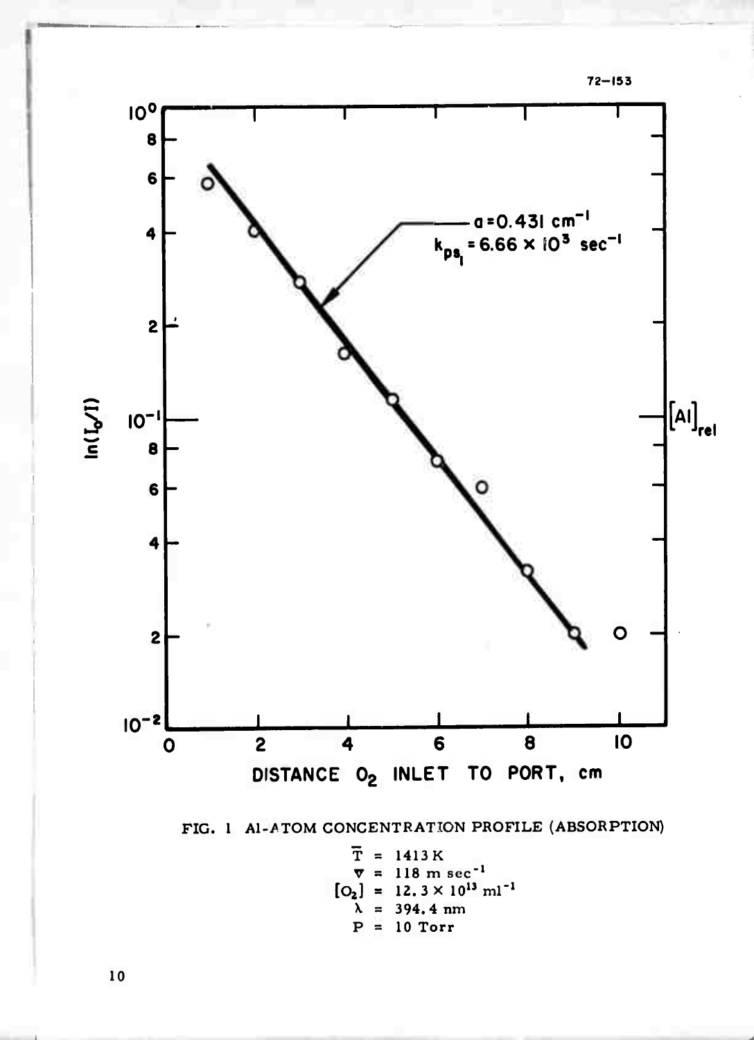FIG. 1 Al-ATOM CONCENTRATION PROFILE (ABSORPTION)

$\bar{T}$ = 1413 K

$\bar{v}$ = 118 m sec$^{-1}$

$[O_2]$ = $12.3 \times 10^{13}$ ml$^{-1}$

$\lambda$ = 394.4 nm

P = 10 Torr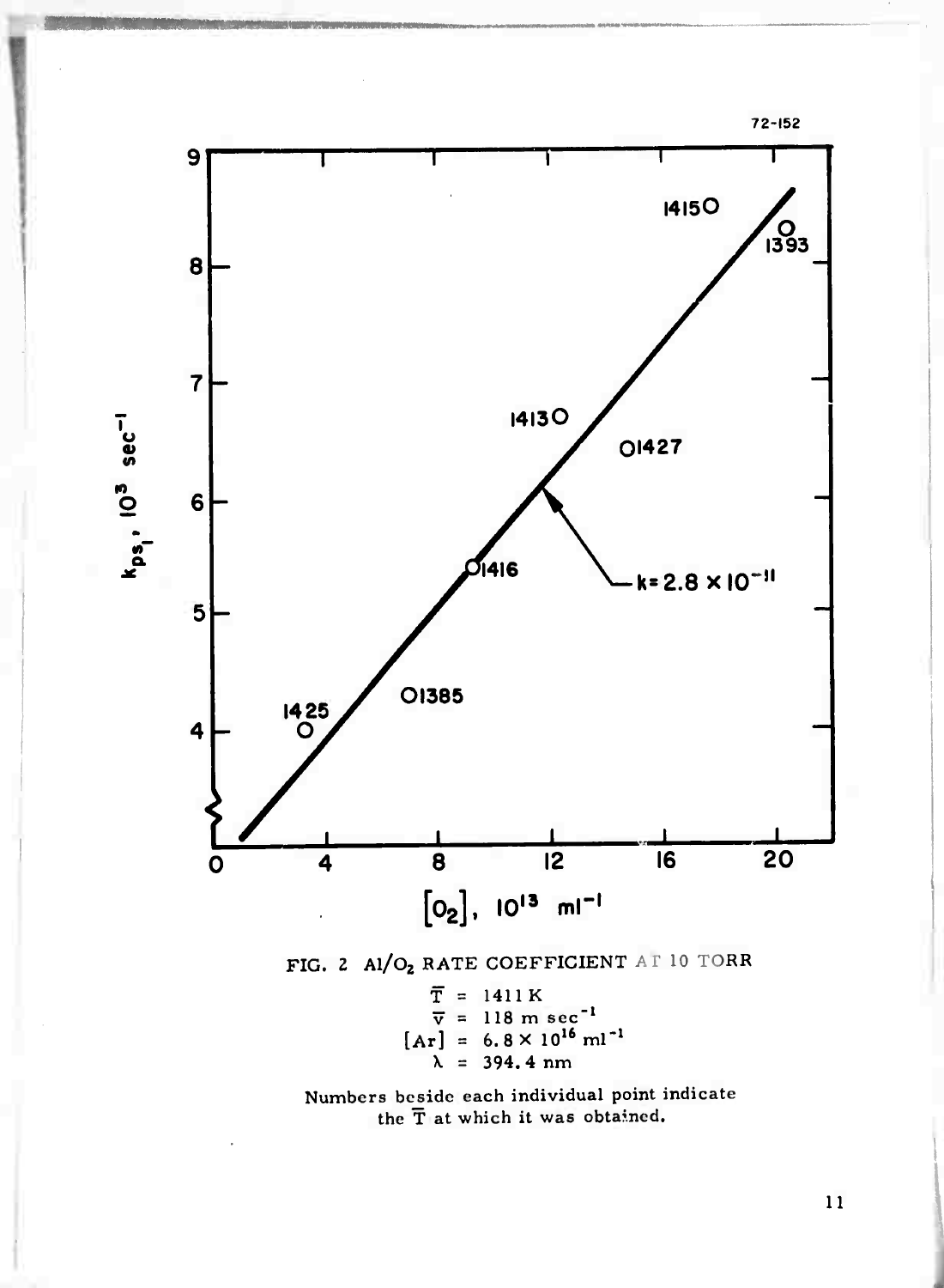FIG. 2 Al/$O_2$ RATE COEFFICIENT AT 10 TORR

$\overline{T}$ = 1411 K

$\overline{v}$ = 118 m $sec^{-1}$

[Ar] = $6.8 \times 10^{16}$ $ml^{-1}$

$\lambda$ = 394.4 nm

Numbers beside each individual point indicate the $\overline{T}$ at which it was obtained.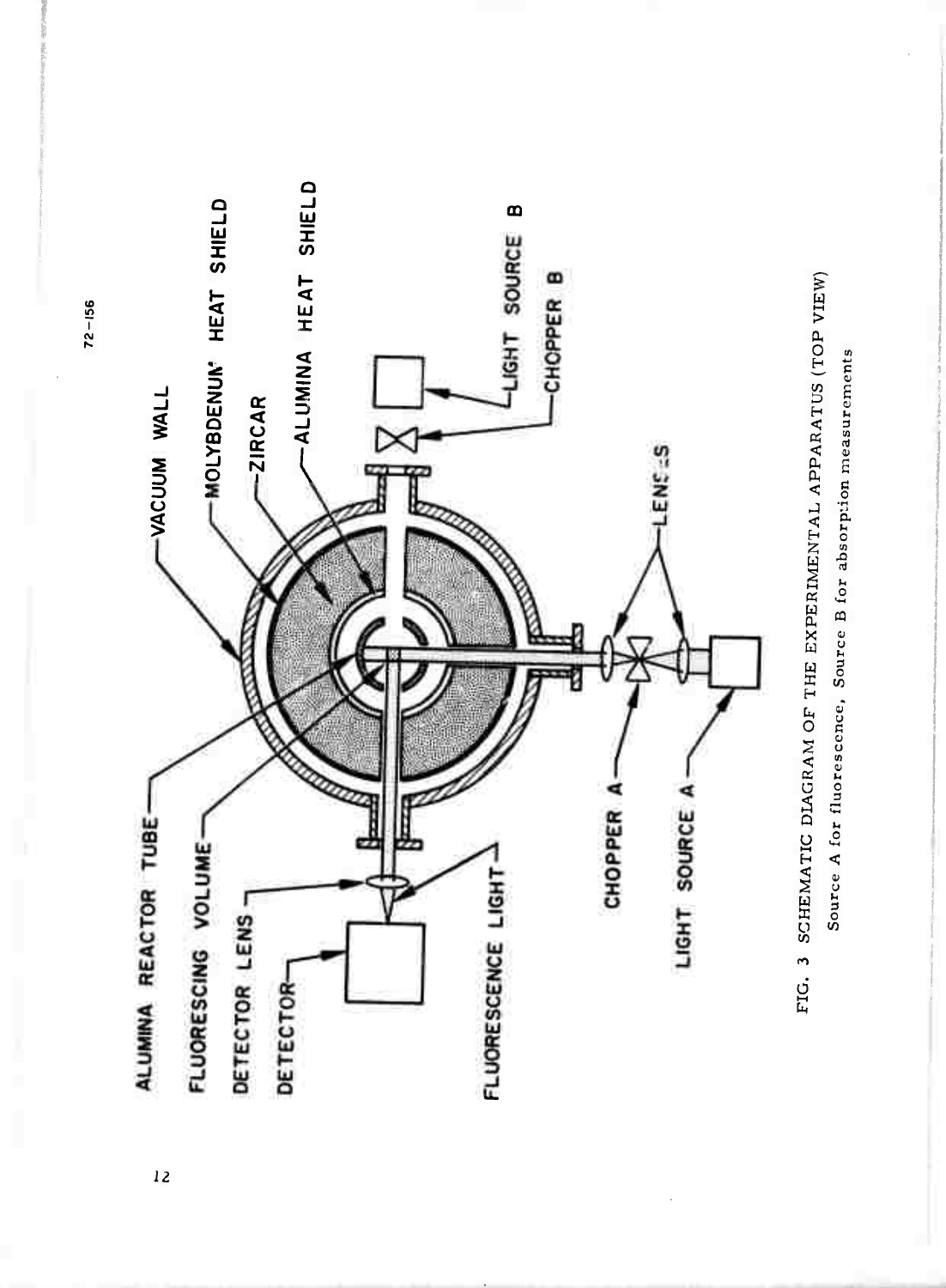ALUMINA REACTOR TUBE

FLUORESCING VOLUME

DETECTOR LENS

DETECTOR

FLUORESCENCE LIGHT

CHOPPER A

LIGHT SOURCE A

LENSES

VACUUM WALL

MOLYBDENUM HEAT SHIELD

ZIRCAR

ALUMINA HEAT SHIELD

LIGHT SOURCE B

CHOPPER B

FIG. 3 SCHEMATIC DIAGRAM OF THE EXPERIMENTAL APPARATUS (TOP VIEW)
Source A for fluorescence, Source B for absorption measurements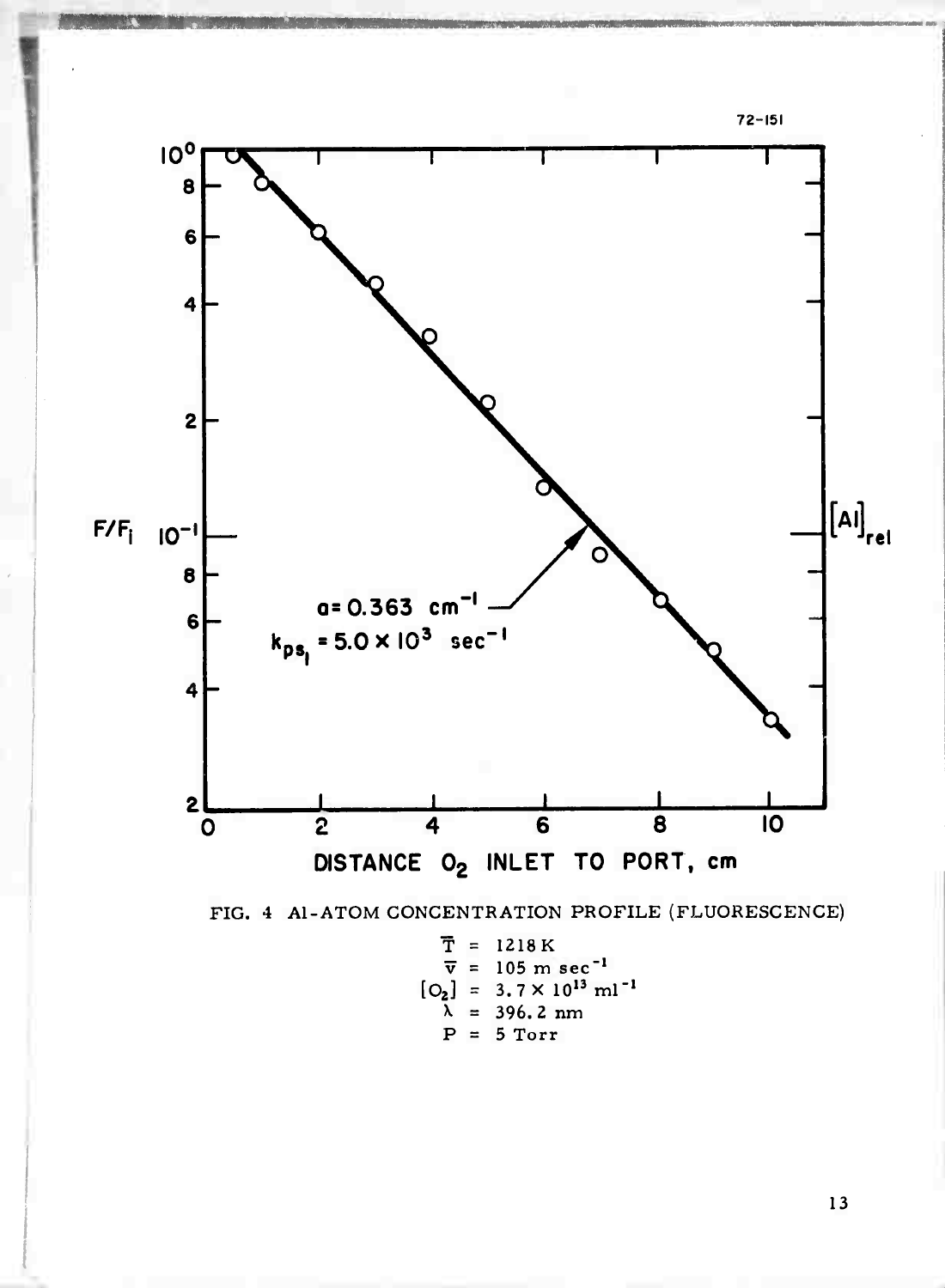FIG. 4 Al-ATOM CONCENTRATION PROFILE (FLUORESCENCE)

$\overline{T}$ = 1218 K
$\overline{v}$ = 105 m sec$^{-1}$
$[O_2]$ = $3.7 \times 10^{13}$ ml$^{-1}$
$\lambda$ = 396.2 nm
P = 5 Torr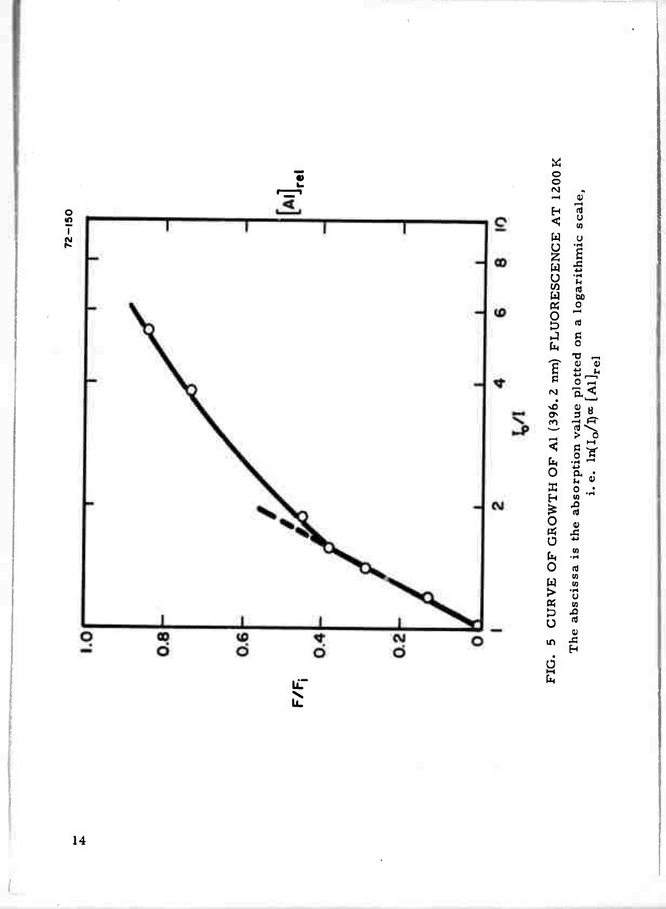72-150

1.0

0.8

0.6

0.4

0.2

0

$F/F_i$

1

2

4

6

8

10

$I_o/I$

$[Al]_{rel}$

FIG. 5 CURVE OF GROWTH OF Al (396.2 nm) FLUORESCENCE AT 1200 K

The abscissa is the absorption value plotted on a logarithmic scale, i.e. $\ln(I_o/I) \propto [Al]_{rel}$